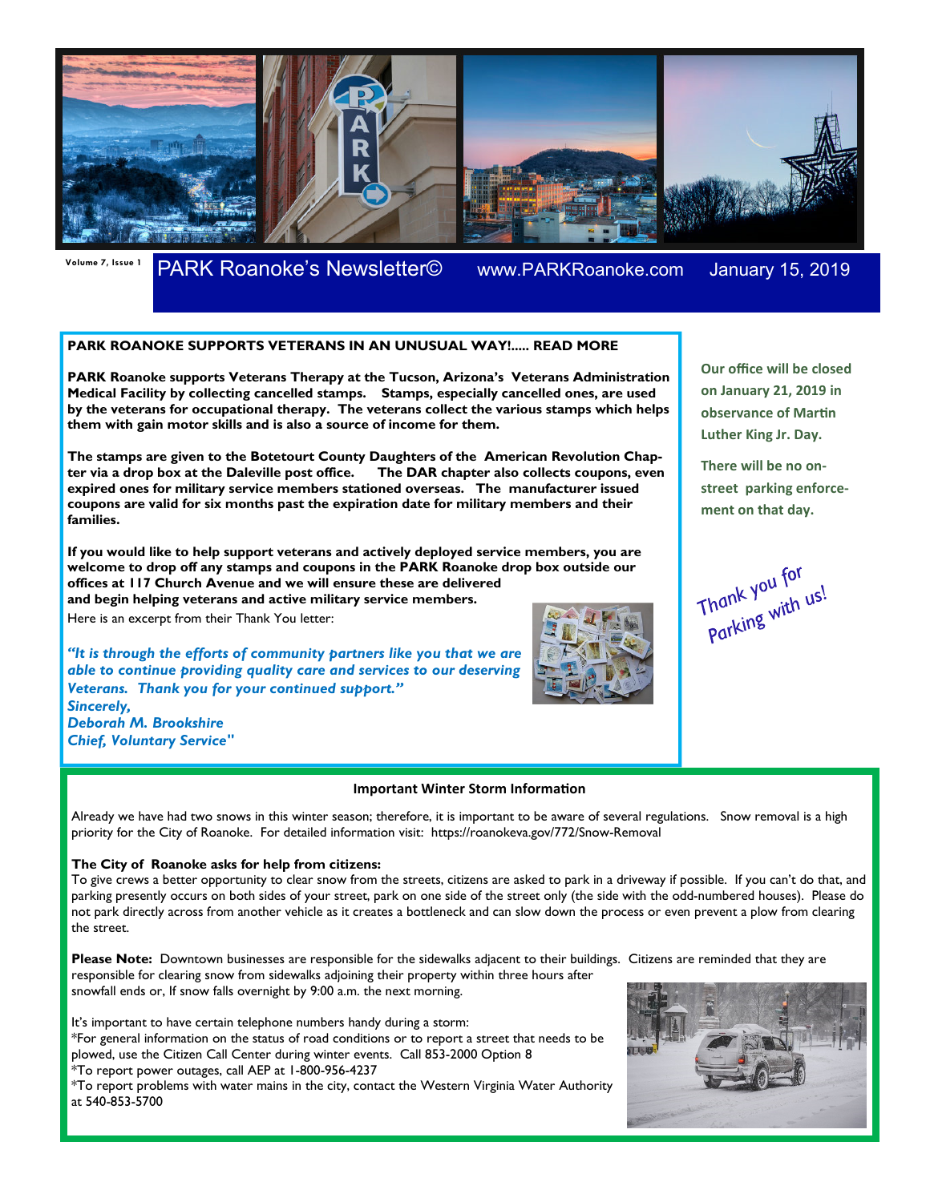Volume 7, Issue 1

# PARK Roanoke's Newsletter©

www.PARKRoanoke.com January 15, 2019

**PARK ROANOKE SUPPORTS VETERANS IN AN UNUSUAL WAY!..... READ MORE**

**PARK Roanoke supports Veterans Therapy at the Tucson, Arizona's Veterans Administration Medical Facility by collecting cancelled stamps. Stamps, especially cancelled ones, are used by the veterans for occupational therapy. The veterans collect the various stamps which helps them with gain motor skills and is also a source of income for them.**

**The stamps are given to the Botetourt County Daughters of the American Revolution Chapter via a drop box at the Daleville post office. The DAR chapter also collects coupons, even expired ones for military service members stationed overseas. The manufacturer issued coupons are valid for six months past the expiration date for military members and their families.**

**If you would like to help support veterans and actively deployed service members, you are welcome to drop off any stamps and coupons in the PARK Roanoke drop box outside our offices at 117 Church Avenue and we will ensure these are delivered and begin helping veterans and active military service members.**

Here is an excerpt from their Thank You letter:

***"It is through the efforts of community partners like you that we are able to continue providing quality care and services to our deserving Veterans. Thank you for your continued support."***
***Sincerely,***
***Deborah M. Brookshire***
***Chief, Voluntary Service"***

**Our office will be closed on January 21, 2019 in observance of Martin Luther King Jr. Day.**

**There will be no on-street parking enforcement on that day.**

*Thank you for Parking with us!*

## Important Winter Storm Information

Already we have had two snows in this winter season; therefore, it is important to be aware of several regulations. Snow removal is a high priority for the City of Roanoke. For detailed information visit: https://roanokeva.gov/772/Snow-Removal

**The City of Roanoke asks for help from citizens:**
To give crews a better opportunity to clear snow from the streets, citizens are asked to park in a driveway if possible. If you can't do that, and parking presently occurs on both sides of your street, park on one side of the street only (the side with the odd-numbered houses). Please do not park directly across from another vehicle as it creates a bottleneck and can slow down the process or even prevent a plow from clearing the street.

**Please Note:** Downtown businesses are responsible for the sidewalks adjacent to their buildings. Citizens are reminded that they are responsible for clearing snow from sidewalks adjoining their property within three hours after snowfall ends or, If snow falls overnight by 9:00 a.m. the next morning.

It's important to have certain telephone numbers handy during a storm:
*For general information on the status of road conditions or to report a street that needs to be plowed, use the Citizen Call Center during winter events. Call 853-2000 Option 8
*To report power outages, call AEP at 1-800-956-4237
*To report problems with water mains in the city, contact the Western Virginia Water Authority at 540-853-5700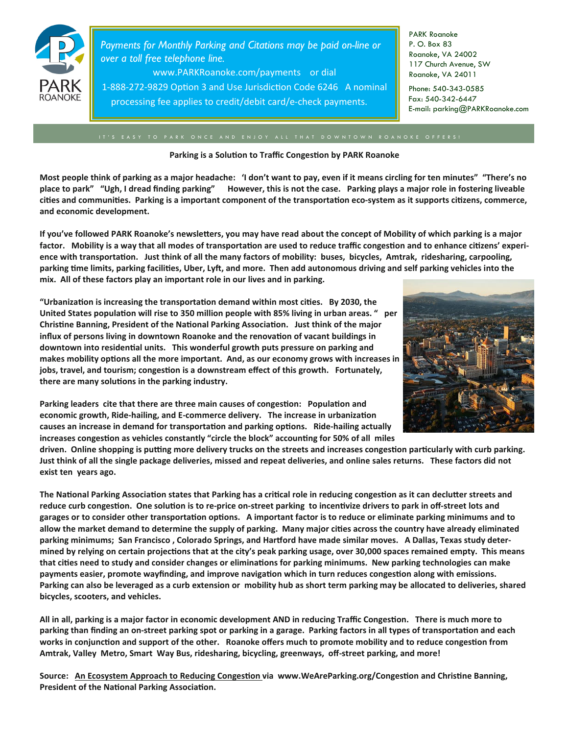PARK ROANOKE

*Payments for Monthly Parking and Citations may be paid on-line or over a toll free telephone line.*
www.PARKRoanoke.com/payments or dial
1-888-272-9829 Option 3 and Use Jurisdiction Code 6246 A nominal processing fee applies to credit/debit card/e-check payments.

PARK Roanoke
P. O. Box 83
Roanoke, VA 24002
117 Church Avenue, SW
Roanoke, VA 24011

Phone: 540-343-0585
Fax: 540-342-6447
E-mail: parking@PARKRoanoke.com

IT'S EASY TO PARK ONCE AND ENJOY ALL THAT DOWNTOWN ROANOKE OFFERS!

**Parking is a Solution to Traffic Congestion by PARK Roanoke**

**Most people think of parking as a major headache: 'I don't want to pay, even if it means circling for ten minutes" "There's no place to park" "Ugh, I dread finding parking" However, this is not the case. Parking plays a major role in fostering liveable cities and communities. Parking is a important component of the transportation eco-system as it supports citizens, commerce, and economic development.**

**If you've followed PARK Roanoke's newsletters, you may have read about the concept of Mobility of which parking is a major factor. Mobility is a way that all modes of transportation are used to reduce traffic congestion and to enhance citizens' experience with transportation. Just think of all the many factors of mobility: buses, bicycles, Amtrak, ridesharing, carpooling, parking time limits, parking facilities, Uber, Lyft, and more. Then add autonomous driving and self parking vehicles into the mix. All of these factors play an important role in our lives and in parking.**

**"Urbanization is increasing the transportation demand within most cities. By 2030, the United States population will rise to 350 million people with 85% living in urban areas. " per Christine Banning, President of the National Parking Association. Just think of the major influx of persons living in downtown Roanoke and the renovation of vacant buildings in downtown into residential units. This wonderful growth puts pressure on parking and makes mobility options all the more important. And, as our economy grows with increases in jobs, travel, and tourism; congestion is a downstream effect of this growth. Fortunately, there are many solutions in the parking industry.**

**Parking leaders cite that there are three main causes of congestion: Population and economic growth, Ride-hailing, and E-commerce delivery. The increase in urbanization causes an increase in demand for transportation and parking options. Ride-hailing actually increases congestion as vehicles constantly "circle the block" accounting for 50% of all miles driven. Online shopping is putting more delivery trucks on the streets and increases congestion particularly with curb parking. Just think of all the single package deliveries, missed and repeat deliveries, and online sales returns. These factors did not exist ten years ago.**

**The National Parking Association states that Parking has a critical role in reducing congestion as it can declutter streets and reduce curb congestion. One solution is to re-price on-street parking to incentivize drivers to park in off-street lots and garages or to consider other transportation options. A important factor is to reduce or eliminate parking minimums and to allow the market demand to determine the supply of parking. Many major cities across the country have already eliminated parking minimums; San Francisco , Colorado Springs, and Hartford have made similar moves. A Dallas, Texas study determined by relying on certain projections that at the city's peak parking usage, over 30,000 spaces remained empty. This means that cities need to study and consider changes or eliminations for parking minimums. New parking technologies can make payments easier, promote wayfinding, and improve navigation which in turn reduces congestion along with emissions. Parking can also be leveraged as a curb extension or mobility hub as short term parking may be allocated to deliveries, shared bicycles, scooters, and vehicles.**

**All in all, parking is a major factor in economic development AND in reducing Traffic Congestion. There is much more to parking than finding an on-street parking spot or parking in a garage. Parking factors in all types of transportation and each works in conjunction and support of the other. Roanoke offers much to promote mobility and to reduce congestion from Amtrak, Valley Metro, Smart Way Bus, ridesharing, bicycling, greenways, off-street parking, and more!**

**Source: An Ecosystem Approach to Reducing Congestion via www.WeAreParking.org/Congestion and Christine Banning, President of the National Parking Association.**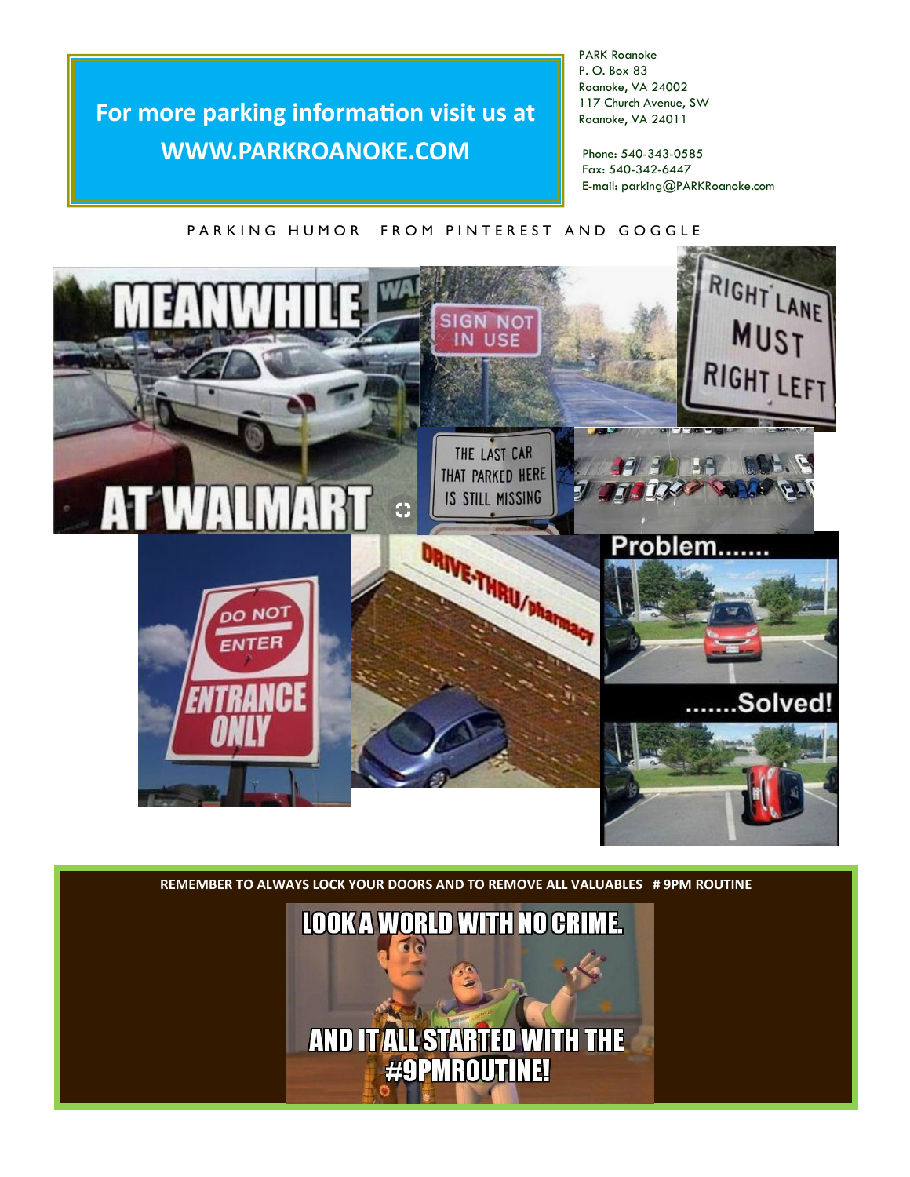**For more parking information visit us at WWW.PARKROANOKE.COM**

PARK Roanoke
P. O. Box 83
Roanoke, VA 24002
117 Church Avenue, SW
Roanoke, VA 24011

Phone: 540-343-0585
Fax: 540-342-6447
E-mail: parking@PARKRoanoke.com

PARKING HUMOR FROM PINTEREST AND GOGGLE

MEANWHILE AT WALMART

SIGN NOT IN USE

RIGHT LANE MUST RIGHT LEFT

THE LAST CAR THAT PARKED HERE IS STILL MISSING

DO NOT ENTER ENTRANCE ONLY

DRIVE-THRU/pharmacy

Problem....... .......Solved!

**REMEMBER TO ALWAYS LOCK YOUR DOORS AND TO REMOVE ALL VALUABLES # 9PM ROUTINE**

LOOK A WORLD WITH NO CRIME. AND IT ALL STARTED WITH THE #9PMROUTINE!